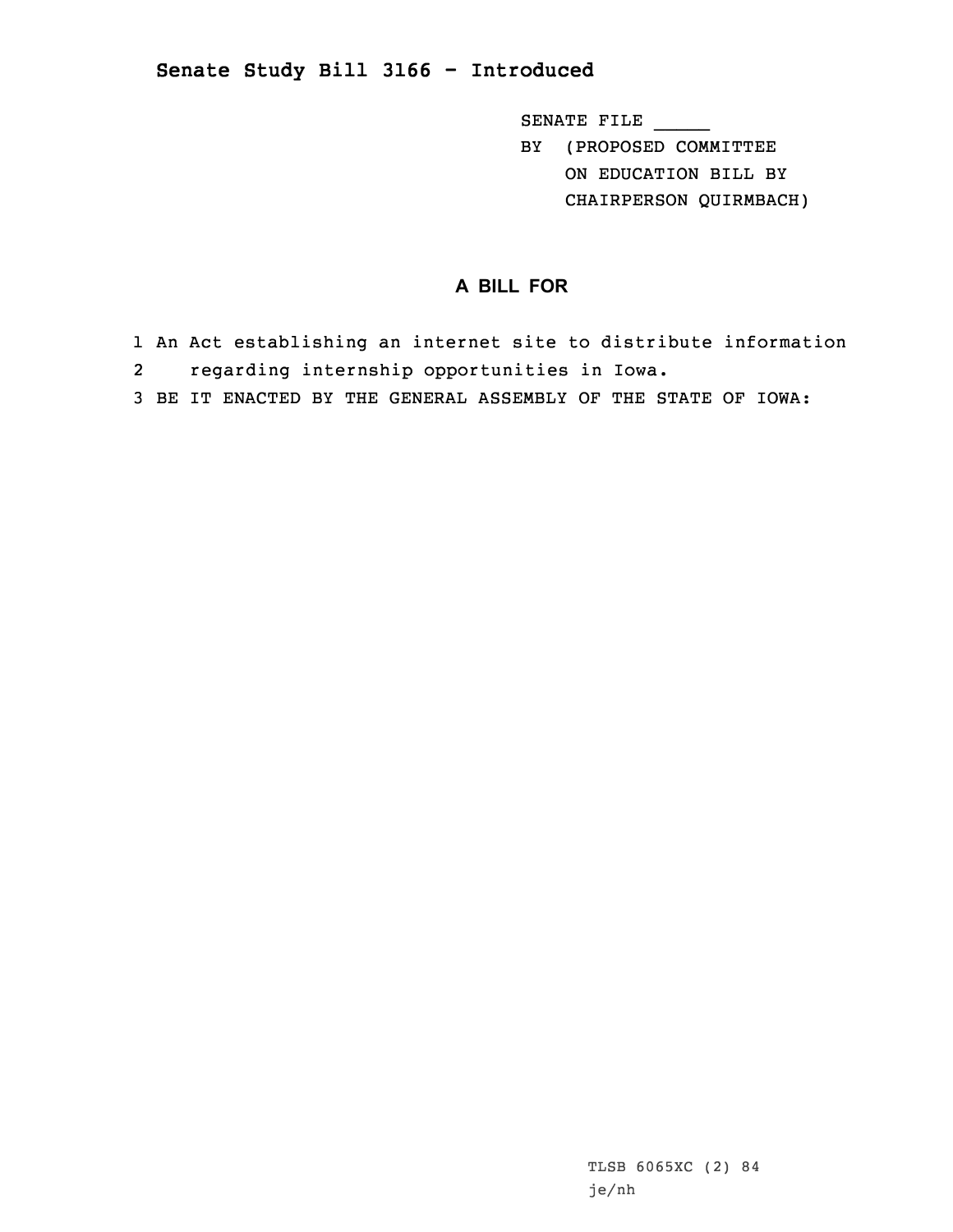# Senate Study Bill 3166 - Introduced

SENATE FILE _____
BY (PROPOSED COMMITTEE ON EDUCATION BILL BY CHAIRPERSON QUIRMBACH)

## A BILL FOR

1 An Act establishing an internet site to distribute information
2 regarding internship opportunities in Iowa.
3 BE IT ENACTED BY THE GENERAL ASSEMBLY OF THE STATE OF IOWA:

TLSB 6065XC (2) 84
je/nh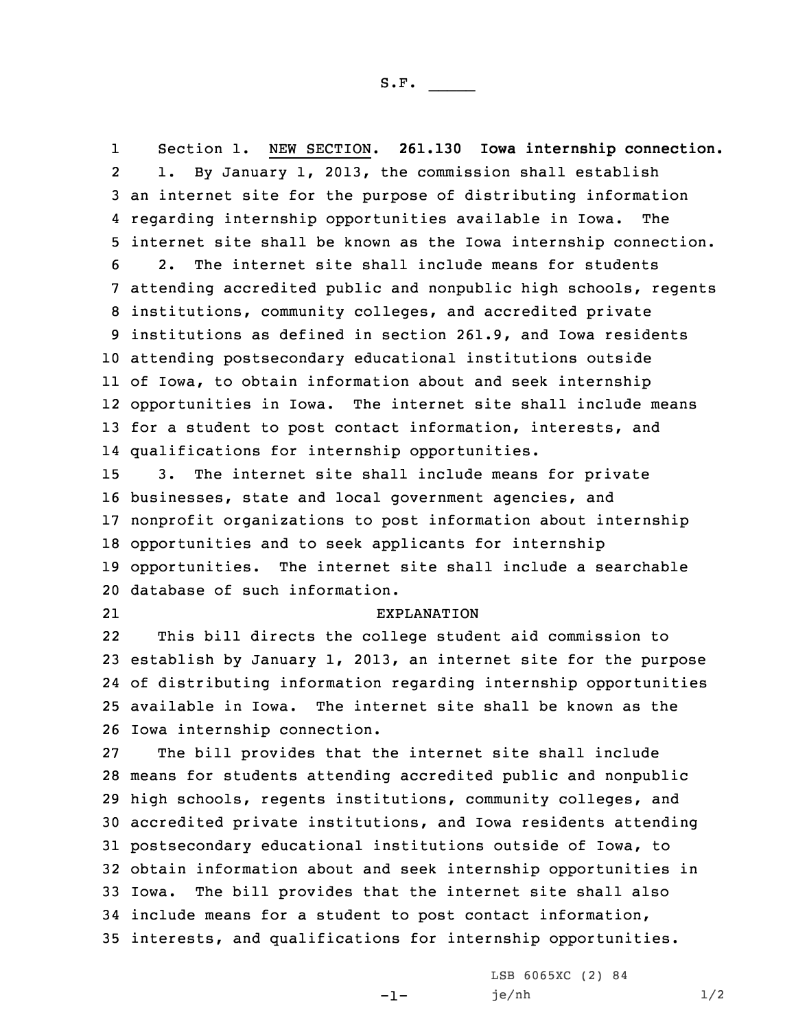S.F. _____

Section 1. NEW SECTION. **261.130 Iowa internship connection.**

1. By January 1, 2013, the commission shall establish an internet site for the purpose of distributing information regarding internship opportunities available in Iowa. The internet site shall be known as the Iowa internship connection.

2. The internet site shall include means for students attending accredited public and nonpublic high schools, regents institutions, community colleges, and accredited private institutions as defined in section 261.9, and Iowa residents attending postsecondary educational institutions outside of Iowa, to obtain information about and seek internship opportunities in Iowa. The internet site shall include means for a student to post contact information, interests, and qualifications for internship opportunities.

3. The internet site shall include means for private businesses, state and local government agencies, and nonprofit organizations to post information about internship opportunities and to seek applicants for internship opportunities. The internet site shall include a searchable database of such information.

EXPLANATION

This bill directs the college student aid commission to establish by January 1, 2013, an internet site for the purpose of distributing information regarding internship opportunities available in Iowa. The internet site shall be known as the Iowa internship connection.

The bill provides that the internet site shall include means for students attending accredited public and nonpublic high schools, regents institutions, community colleges, and accredited private institutions, and Iowa residents attending postsecondary educational institutions outside of Iowa, to obtain information about and seek internship opportunities in Iowa. The bill provides that the internet site shall also include means for a student to post contact information, interests, and qualifications for internship opportunities.

LSB 6065XC (2) 84
je/nh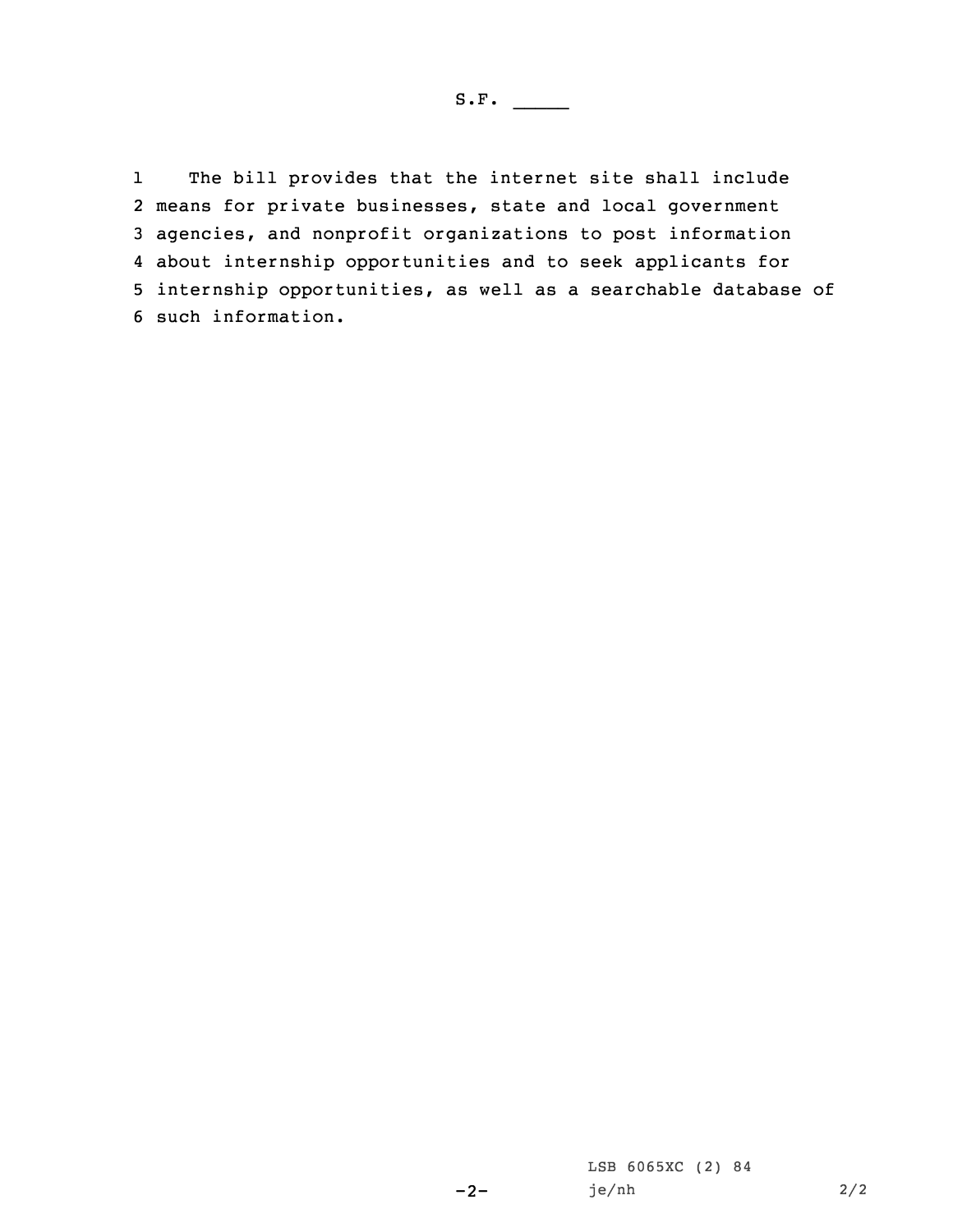The bill provides that the internet site shall include means for private businesses, state and local government agencies, and nonprofit organizations to post information about internship opportunities and to seek applicants for internship opportunities, as well as a searchable database of such information.